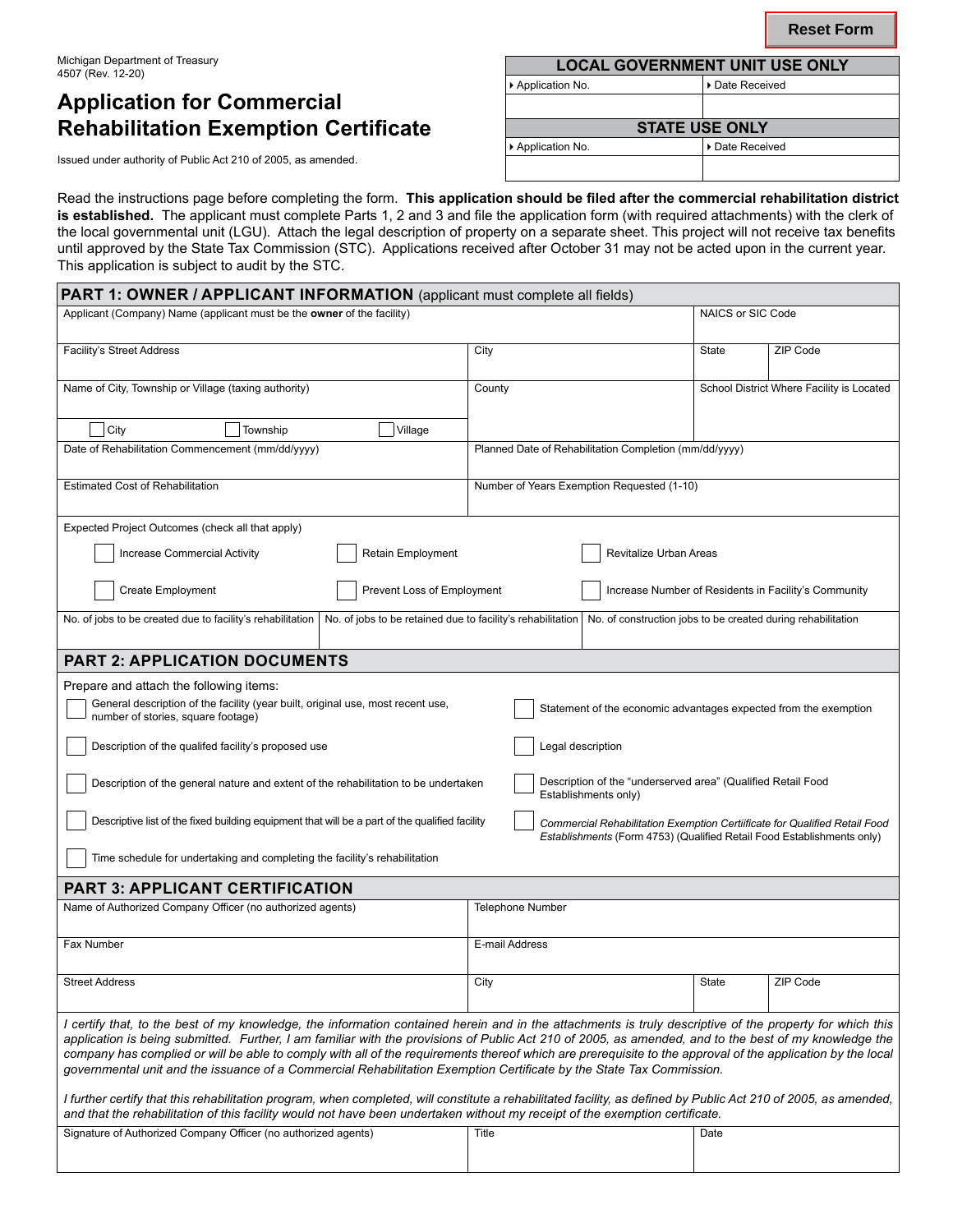Reset Form

Michigan Department of Treasury
4507 (Rev. 12-20)

# Application for Commercial Rehabilitation Exemption Certificate

Issued under authority of Public Act 210 of 2005, as amended.

| LOCAL GOVERNMENT UNIT USE ONLY | |
|---|---|
| Application No. | Date Received |
| | |
| **STATE USE ONLY** | |
| Application No. | Date Received |
| | |

Read the instructions page before completing the form. **This application should be filed after the commercial rehabilitation district is established.** The applicant must complete Parts 1, 2 and 3 and file the application form (with required attachments) with the clerk of the local governmental unit (LGU). Attach the legal description of property on a separate sheet. This project will not receive tax benefits until approved by the State Tax Commission (STC). Applications received after October 31 may not be acted upon in the current year. This application is subject to audit by the STC.

## PART 1: OWNER / APPLICANT INFORMATION (applicant must complete all fields)

| Applicant (Company) Name (applicant must be the **owner** of the facility) | | | NAICS or SIC Code |
|---|---|---|---|
| Facility's Street Address | City | State | ZIP Code |
| Name of City, Township or Village (taxing authority) ☐ City ☐ Township ☐ Village | County | School District Where Facility is Located | |
| Date of Rehabilitation Commencement (mm/dd/yyyy) | Planned Date of Rehabilitation Completion (mm/dd/yyyy) | | |
| Estimated Cost of Rehabilitation | Number of Years Exemption Requested (1-10) | | |

Expected Project Outcomes (check all that apply)

- ☐ Increase Commercial Activity
- ☐ Retain Employment
- ☐ Revitalize Urban Areas
- ☐ Create Employment
- ☐ Prevent Loss of Employment
- ☐ Increase Number of Residents in Facility's Community

| No. of jobs to be created due to facility's rehabilitation | No. of jobs to be retained due to facility's rehabilitation | No. of construction jobs to be created during rehabilitation |
|---|---|---|
| | | |

## PART 2: APPLICATION DOCUMENTS

Prepare and attach the following items:

- ☐ General description of the facility (year built, original use, most recent use, number of stories, square footage)
- ☐ Statement of the economic advantages expected from the exemption
- ☐ Description of the qualifed facility's proposed use
- ☐ Legal description
- ☐ Description of the general nature and extent of the rehabilitation to be undertaken
- ☐ Description of the "underserved area" (Qualified Retail Food Establishments only)
- ☐ Descriptive list of the fixed building equipment that will be a part of the qualified facility
- ☐ *Commercial Rehabilitation Exemption Certiificate for Qualified Retail Food Establishments* (Form 4753) (Qualified Retail Food Establishments only)
- ☐ Time schedule for undertaking and completing the facility's rehabilitation

## PART 3: APPLICANT CERTIFICATION

| Name of Authorized Company Officer (no authorized agents) | Telephone Number | | |
|---|---|---|---|
| Fax Number | E-mail Address | | |
| Street Address | City | State | ZIP Code |

*I certify that, to the best of my knowledge, the information contained herein and in the attachments is truly descriptive of the property for which this application is being submitted. Further, I am familiar with the provisions of Public Act 210 of 2005, as amended, and to the best of my knowledge the company has complied or will be able to comply with all of the requirements thereof which are prerequisite to the approval of the application by the local governmental unit and the issuance of a Commercial Rehabilitation Exemption Certificate by the State Tax Commission.*

*I further certify that this rehabilitation program, when completed, will constitute a rehabilitated facility, as defined by Public Act 210 of 2005, as amended, and that the rehabilitation of this facility would not have been undertaken without my receipt of the exemption certificate.*

| Signature of Authorized Company Officer (no authorized agents) | Title | Date |
|---|---|---|
| | | |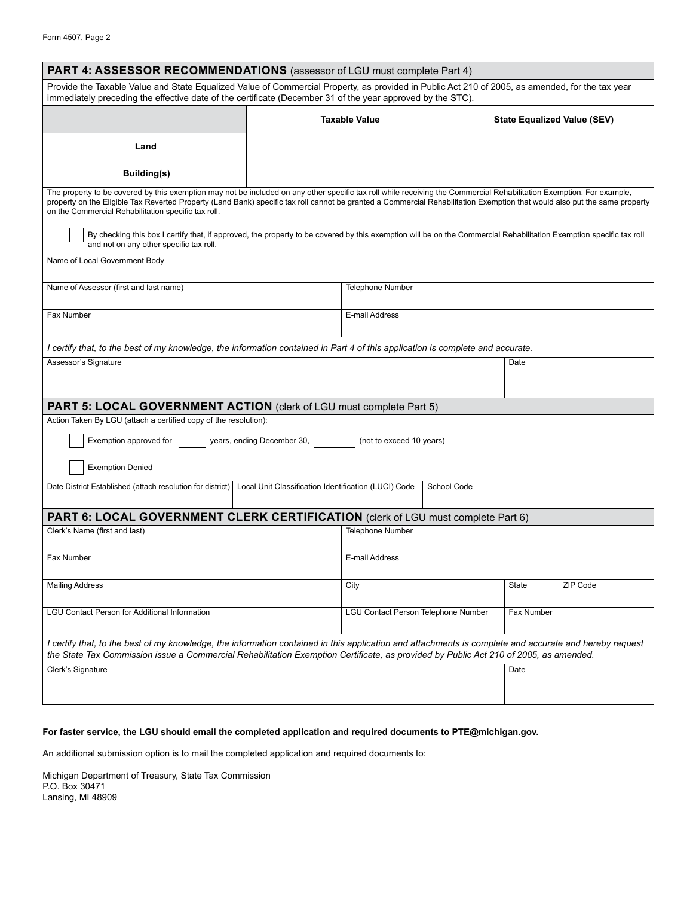## PART 4: ASSESSOR RECOMMENDATIONS (assessor of LGU must complete Part 4)

Provide the Taxable Value and State Equalized Value of Commercial Property, as provided in Public Act 210 of 2005, as amended, for the tax year immediately preceding the effective date of the certificate (December 31 of the year approved by the STC).

| | Taxable Value | State Equalized Value (SEV) |
|---|---|---|
| **Land** | | |
| **Building(s)** | | |

The property to be covered by this exemption may not be included on any other specific tax roll while receiving the Commercial Rehabilitation Exemption. For example, property on the Eligible Tax Reverted Property (Land Bank) specific tax roll cannot be granted a Commercial Rehabilitation Exemption that would also put the same property on the Commercial Rehabilitation specific tax roll.

☐ By checking this box I certify that, if approved, the property to be covered by this exemption will be on the Commercial Rehabilitation Exemption specific tax roll and not on any other specific tax roll.

Name of Local Government Body

| Name of Assessor (first and last name) | Telephone Number |
|---|---|
| Fax Number | E-mail Address |

*I certify that, to the best of my knowledge, the information contained in Part 4 of this application is complete and accurate.*

| Assessor's Signature | Date |
|---|---|
| | |

## PART 5: LOCAL GOVERNMENT ACTION (clerk of LGU must complete Part 5)

Action Taken By LGU (attach a certified copy of the resolution):

☐ Exemption approved for ______ years, ending December 30, ________ (not to exceed 10 years)

☐ Exemption Denied

| Date District Established (attach resolution for district) | Local Unit Classification Identification (LUCI) Code | School Code |
|---|---|---|
| | | |

## PART 6: LOCAL GOVERNMENT CLERK CERTIFICATION (clerk of LGU must complete Part 6)

| Clerk's Name (first and last) | Telephone Number | | |
|---|---|---|---|
| Fax Number | E-mail Address | | |
| Mailing Address | City | State | ZIP Code |
| LGU Contact Person for Additional Information | LGU Contact Person Telephone Number | Fax Number | |

*I certify that, to the best of my knowledge, the information contained in this application and attachments is complete and accurate and hereby request the State Tax Commission issue a Commercial Rehabilitation Exemption Certificate, as provided by Public Act 210 of 2005, as amended.*

| Clerk's Signature | Date |
|---|---|
| | |

**For faster service, the LGU should email the completed application and required documents to PTE@michigan.gov.**

An additional submission option is to mail the completed application and required documents to:

Michigan Department of Treasury, State Tax Commission
P.O. Box 30471
Lansing, MI 48909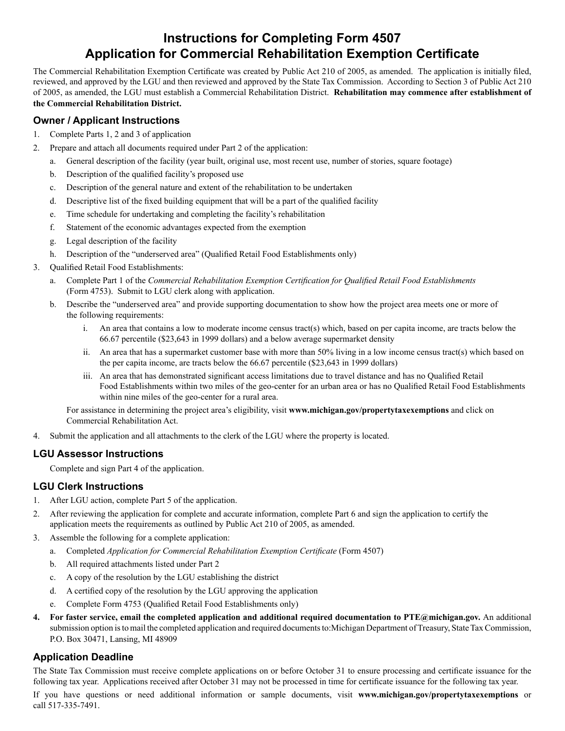# Instructions for Completing Form 4507
# Application for Commercial Rehabilitation Exemption Certificate

The Commercial Rehabilitation Exemption Certificate was created by Public Act 210 of 2005, as amended. The application is initially filed, reviewed, and approved by the LGU and then reviewed and approved by the State Tax Commission. According to Section 3 of Public Act 210 of 2005, as amended, the LGU must establish a Commercial Rehabilitation District. **Rehabilitation may commence after establishment of the Commercial Rehabilitation District.**

## Owner / Applicant Instructions

1. Complete Parts 1, 2 and 3 of application
2. Prepare and attach all documents required under Part 2 of the application:
   a. General description of the facility (year built, original use, most recent use, number of stories, square footage)
   b. Description of the qualified facility's proposed use
   c. Description of the general nature and extent of the rehabilitation to be undertaken
   d. Descriptive list of the fixed building equipment that will be a part of the qualified facility
   e. Time schedule for undertaking and completing the facility's rehabilitation
   f. Statement of the economic advantages expected from the exemption
   g. Legal description of the facility
   h. Description of the "underserved area" (Qualified Retail Food Establishments only)
3. Qualified Retail Food Establishments:
   a. Complete Part 1 of the *Commercial Rehabilitation Exemption Certification for Qualified Retail Food Establishments* (Form 4753). Submit to LGU clerk along with application.
   b. Describe the "underserved area" and provide supporting documentation to show how the project area meets one or more of the following requirements:
      i. An area that contains a low to moderate income census tract(s) which, based on per capita income, are tracts below the 66.67 percentile ($23,643 in 1999 dollars) and a below average supermarket density
      ii. An area that has a supermarket customer base with more than 50% living in a low income census tract(s) which based on the per capita income, are tracts below the 66.67 percentile ($23,643 in 1999 dollars)
      iii. An area that has demonstrated significant access limitations due to travel distance and has no Qualified Retail Food Establishments within two miles of the geo-center for an urban area or has no Qualified Retail Food Establishments within nine miles of the geo-center for a rural area.

      For assistance in determining the project area's eligibility, visit **www.michigan.gov/propertytaxexemptions** and click on Commercial Rehabilitation Act.
4. Submit the application and all attachments to the clerk of the LGU where the property is located.

## LGU Assessor Instructions

Complete and sign Part 4 of the application.

## LGU Clerk Instructions

1. After LGU action, complete Part 5 of the application.
2. After reviewing the application for complete and accurate information, complete Part 6 and sign the application to certify the application meets the requirements as outlined by Public Act 210 of 2005, as amended.
3. Assemble the following for a complete application:
   a. Completed *Application for Commercial Rehabilitation Exemption Certificate* (Form 4507)
   b. All required attachments listed under Part 2
   c. A copy of the resolution by the LGU establishing the district
   d. A certified copy of the resolution by the LGU approving the application
   e. Complete Form 4753 (Qualified Retail Food Establishments only)
4. **For faster service, email the completed application and additional required documentation to PTE@michigan.gov.** An additional submission option is to mail the completed application and required documents to: Michigan Department of Treasury, State Tax Commission, P.O. Box 30471, Lansing, MI 48909

## Application Deadline

The State Tax Commission must receive complete applications on or before October 31 to ensure processing and certificate issuance for the following tax year. Applications received after October 31 may not be processed in time for certificate issuance for the following tax year.

If you have questions or need additional information or sample documents, visit **www.michigan.gov/propertytaxexemptions** or call 517-335-7491.